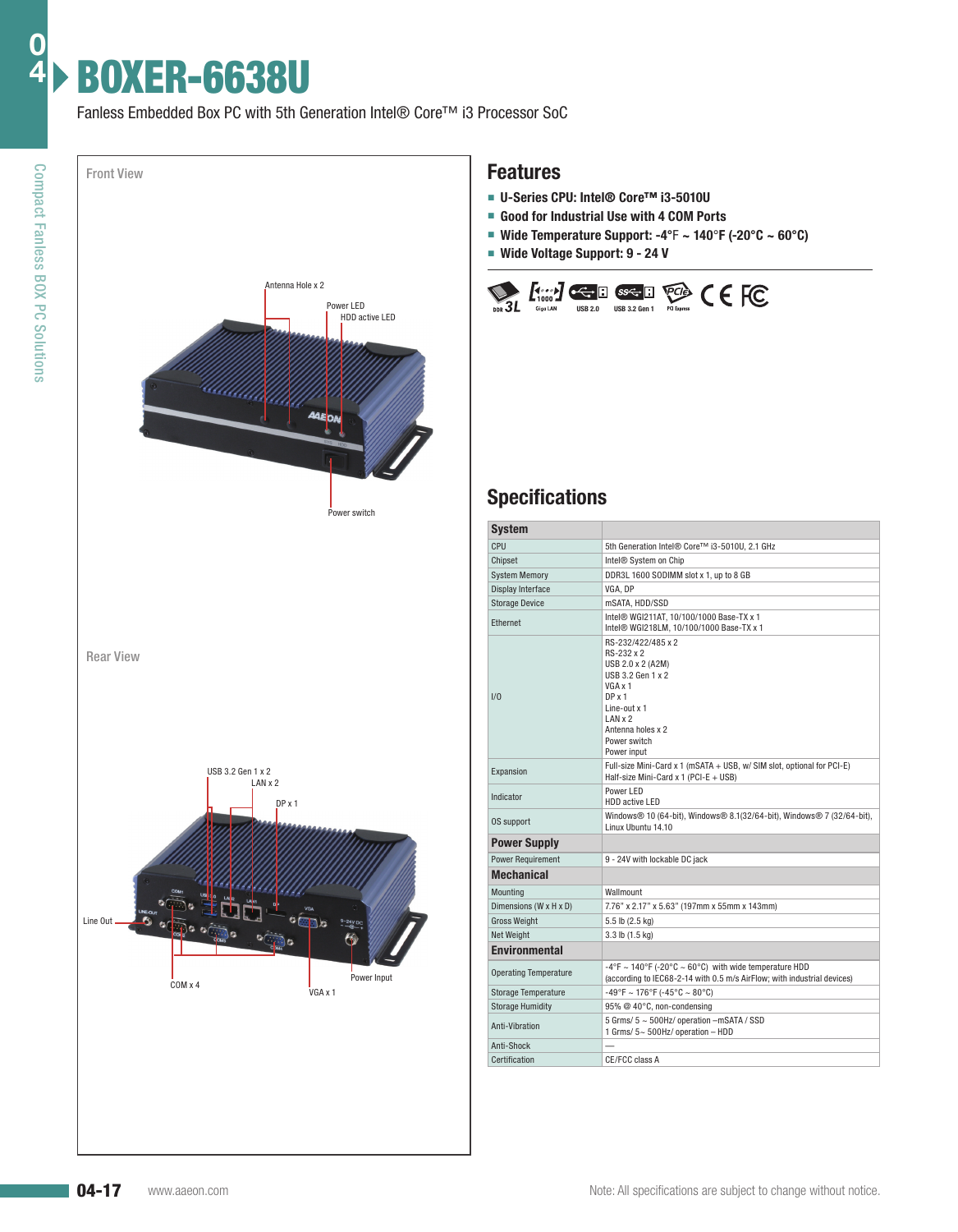# BOXER-6638U

Fanless Embedded Box PC with 5th Generation Intel® Core™ i3 Processor SoC

Front View

Antenna Hole x 2

Power LED

HDD active LED

Power switch

Rear View

USB 3.2 Gen 1 x 2

LAN x 2

DP x 1

Line Out

COM x 4

VGA x 1

Power Input

## Features

- U-Series CPU: Intel® Core™ i3-5010U
- Good for Industrial Use with 4 COM Ports
- Wide Temperature Support: -4°F ~ 140°F (-20°C ~ 60°C)
- Wide Voltage Support: 9 - 24 V

DDR 3L | Giga LAN | USB 2.0 | USB 3.2 Gen 1 | PCI Express | CE | FC

## Specifications

| | |
|---|---|
| **System** | |
| CPU | 5th Generation Intel® Core™ i3-5010U, 2.1 GHz |
| Chipset | Intel® System on Chip |
| System Memory | DDR3L 1600 SODIMM slot x 1, up to 8 GB |
| Display Interface | VGA, DP |
| Storage Device | mSATA, HDD/SSD |
| Ethernet | Intel® WGI211AT, 10/100/1000 Base-TX x 1<br>Intel® WGI218LM, 10/100/1000 Base-TX x 1 |
| I/O | RS-232/422/485 x 2<br>RS-232 x 2<br>USB 2.0 x 2 (A2M)<br>USB 3.2 Gen 1 x 2<br>VGA x 1<br>DP x 1<br>Line-out x 1<br>LAN x 2<br>Antenna holes x 2<br>Power switch<br>Power input |
| Expansion | Full-size Mini-Card x 1 (mSATA + USB, w/ SIM slot, optional for PCI-E)<br>Half-size Mini-Card x 1 (PCI-E + USB) |
| Indicator | Power LED<br>HDD active LED |
| OS support | Windows® 10 (64-bit), Windows® 8.1(32/64-bit), Windows® 7 (32/64-bit), Linux Ubuntu 14.10 |
| **Power Supply** | |
| Power Requirement | 9 - 24V with lockable DC jack |
| **Mechanical** | |
| Mounting | Wallmount |
| Dimensions (W x H x D) | 7.76" x 2.17" x 5.63" (197mm x 55mm x 143mm) |
| Gross Weight | 5.5 lb (2.5 kg) |
| Net Weight | 3.3 lb (1.5 kg) |
| **Environmental** | |
| Operating Temperature | -4°F ~ 140°F (-20°C ~ 60°C) with wide temperature HDD<br>(according to IEC68-2-14 with 0.5 m/s AirFlow; with industrial devices) |
| Storage Temperature | -49°F ~ 176°F (-45°C ~ 80°C) |
| Storage Humidity | 95% @ 40°C, non-condensing |
| Anti-Vibration | 5 Grms/ 5 ~ 500Hz/ operation –mSATA / SSD<br>1 Grms/ 5~ 500Hz/ operation – HDD |
| Anti-Shock | — |
| Certification | CE/FCC class A |

Note: All specifications are subject to change without notice.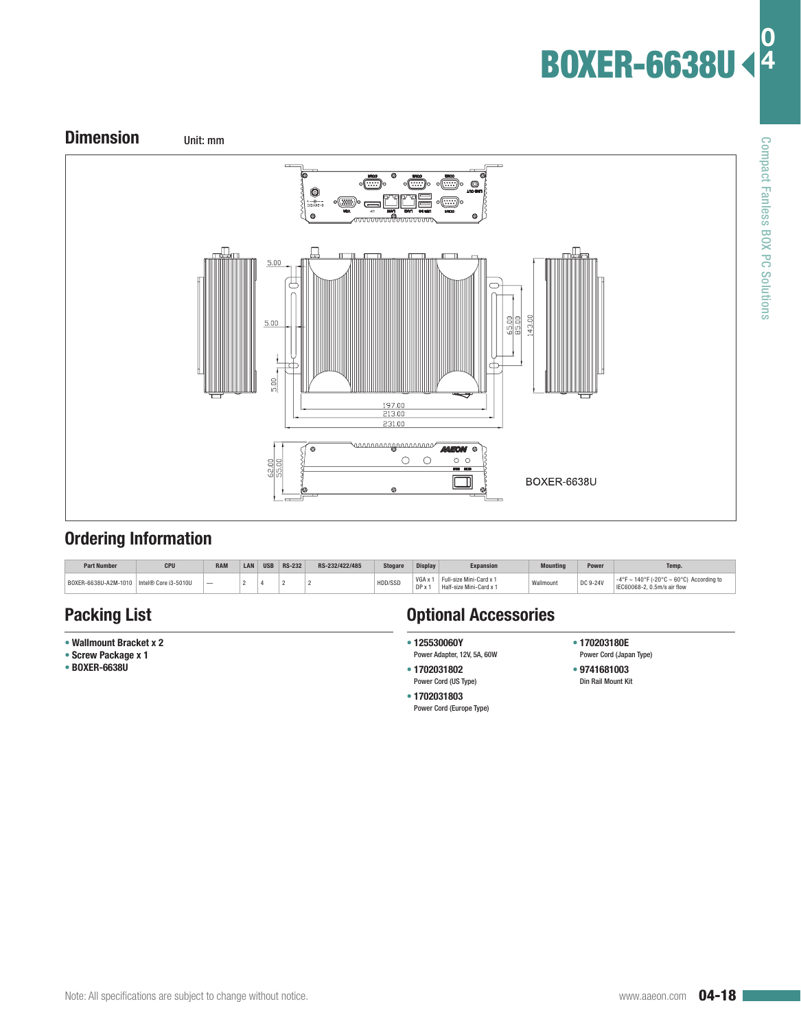# BOXER-6638U

## Dimension

Unit: mm

5.00
5.00
5.00
197.00
213.00
231.00
65.00
85.00
143.00
62.00
55.00
BOXER-6638U

## Ordering Information

| Part Number | CPU | RAM | LAN | USB | RS-232 | RS-232/422/485 | Stogare | Display | Expansion | Mounting | Power | Temp. |
|---|---|---|---|---|---|---|---|---|---|---|---|---|
| BOXER-6638U-A2M-1010 | Intel® Core i3-5010U | — | 2 | 4 | 2 | 2 | HDD/SSD | VGA x 1<br>DP x 1 | Full-size Mini-Card x 1<br>Half-size Mini-Card x 1 | Wallmount | DC 9-24V | -4°F ~ 140°F (-20°C ~ 60°C) According to IEC60068-2, 0.5m/s air flow |

## Packing List

- **Wallmount Bracket x 2**
- **Screw Package x 1**
- **BOXER-6638U**

## Optional Accessories

- **125530060Y**
  Power Adapter, 12V, 5A, 60W
- **1702031802**
  Power Cord (US Type)
- **1702031803**
  Power Cord (Europe Type)
- **170203180E**
  Power Cord (Japan Type)
- **9741681003**
  Din Rail Mount Kit

Note: All specifications are subject to change without notice.